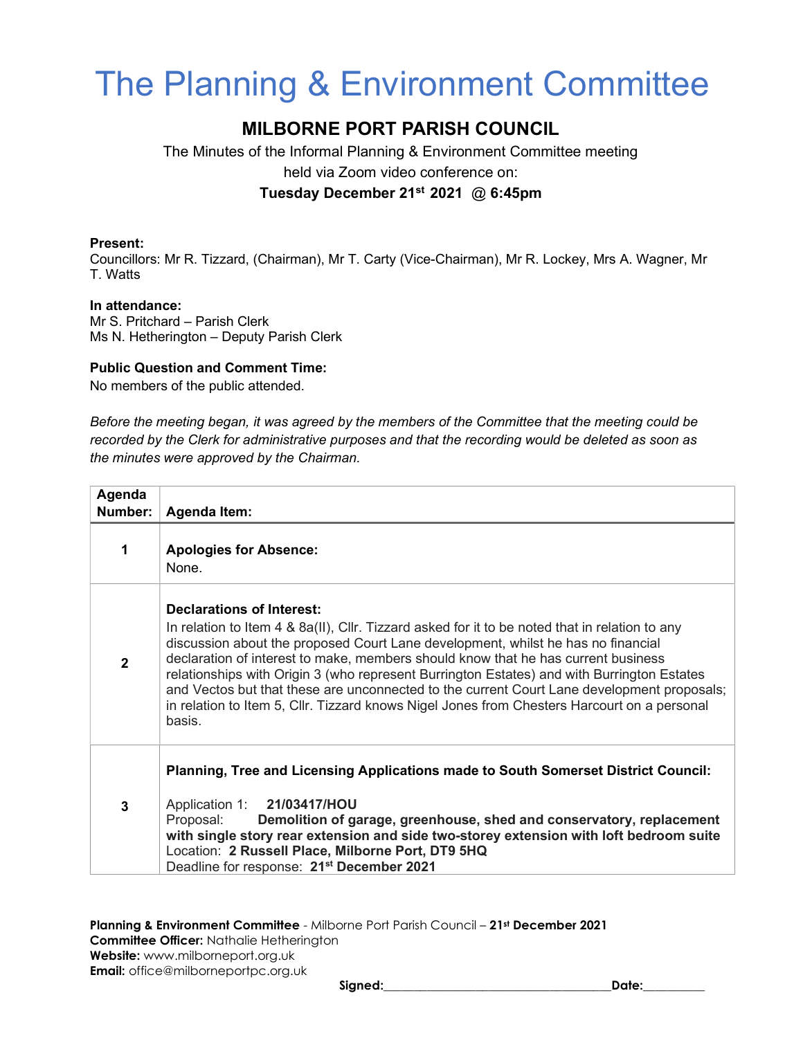# The Planning & Environment Committee

## MILBORNE PORT PARISH COUNCIL

The Minutes of the Informal Planning & Environment Committee meeting held via Zoom video conference on:

**Tuesday December 21st 2021 @ 6:45pm**

**Present:**
Councillors: Mr R. Tizzard, (Chairman), Mr T. Carty (Vice-Chairman), Mr R. Lockey, Mrs A. Wagner, Mr T. Watts

**In attendance:**
Mr S. Pritchard – Parish Clerk
Ms N. Hetherington – Deputy Parish Clerk

**Public Question and Comment Time:**
No members of the public attended.

*Before the meeting began, it was agreed by the members of the Committee that the meeting could be recorded by the Clerk for administrative purposes and that the recording would be deleted as soon as the minutes were approved by the Chairman.*

| Agenda Number: | Agenda Item: |
|---|---|
| 1 | **Apologies for Absence:**<br>None. |
| 2 | **Declarations of Interest:**<br>In relation to Item 4 & 8a(II), Cllr. Tizzard asked for it to be noted that in relation to any discussion about the proposed Court Lane development, whilst he has no financial declaration of interest to make, members should know that he has current business relationships with Origin 3 (who represent Burrington Estates) and with Burrington Estates and Vectos but that these are unconnected to the current Court Lane development proposals; in relation to Item 5, Cllr. Tizzard knows Nigel Jones from Chesters Harcourt on a personal basis. |
| 3 | **Planning, Tree and Licensing Applications made to South Somerset District Council:**<br><br>Application 1: **21/03417/HOU**<br>Proposal: **Demolition of garage, greenhouse, shed and conservatory, replacement with single story rear extension and side two-storey extension with loft bedroom suite**<br>Location: **2 Russell Place, Milborne Port, DT9 5HQ**<br>Deadline for response: **21st December 2021** |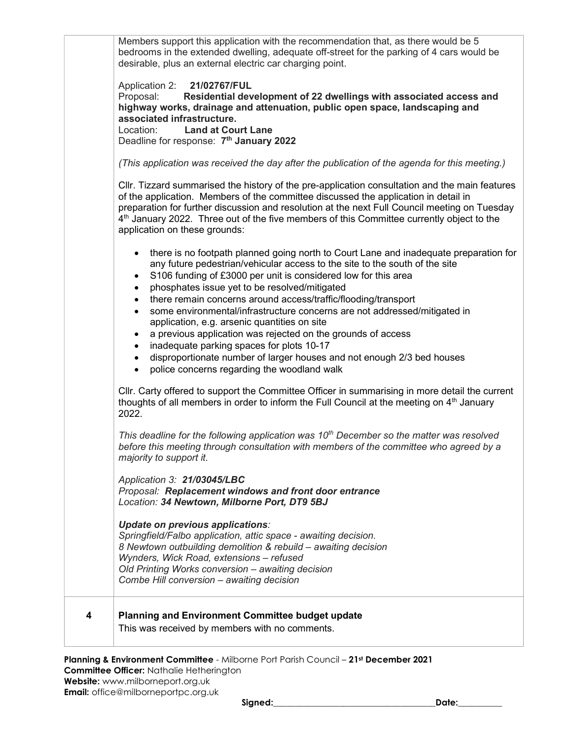| | |
|---|---|
| | Members support this application with the recommendation that, as there would be 5 bedrooms in the extended dwelling, adequate off-street for the parking of 4 cars would be desirable, plus an external electric car charging point.<br><br>Application 2: **21/02767/FUL**<br>Proposal: **Residential development of 22 dwellings with associated access and highway works, drainage and attenuation, public open space, landscaping and associated infrastructure.**<br>Location: **Land at Court Lane**<br>Deadline for response: **7th January 2022**<br><br>*(This application was received the day after the publication of the agenda for this meeting.)*<br><br>Cllr. Tizzard summarised the history of the pre-application consultation and the main features of the application. Members of the committee discussed the application in detail in preparation for further discussion and resolution at the next Full Council meeting on Tuesday 4th January 2022. Three out of the five members of this Committee currently object to the application on these grounds:<br><br>• there is no footpath planned going north to Court Lane and inadequate preparation for any future pedestrian/vehicular access to the site to the south of the site<br>• S106 funding of £3000 per unit is considered low for this area<br>• phosphates issue yet to be resolved/mitigated<br>• there remain concerns around access/traffic/flooding/transport<br>• some environmental/infrastructure concerns are not addressed/mitigated in application, e.g. arsenic quantities on site<br>• a previous application was rejected on the grounds of access<br>• inadequate parking spaces for plots 10-17<br>• disproportionate number of larger houses and not enough 2/3 bed houses<br>• police concerns regarding the woodland walk<br><br>Cllr. Carty offered to support the Committee Officer in summarising in more detail the current thoughts of all members in order to inform the Full Council at the meeting on 4th January 2022.<br><br>*This deadline for the following application was 10th December so the matter was resolved before this meeting through consultation with members of the committee who agreed by a majority to support it.*<br><br>*Application 3:* ***21/03045/LBC***<br>*Proposal:* ***Replacement windows and front door entrance***<br>*Location:* ***34 Newtown, Milborne Port, DT9 5BJ***<br><br>***Update on previous applications****:*<br>*Springfield/Falbo application, attic space - awaiting decision.*<br>*8 Newtown outbuilding demolition & rebuild – awaiting decision*<br>*Wynders, Wick Road, extensions – refused*<br>*Old Printing Works conversion – awaiting decision*<br>*Combe Hill conversion – awaiting decision* |
| **4** | **Planning and Environment Committee budget update**<br>This was received by members with no comments. |

**Planning & Environment Committee** - Milborne Port Parish Council – **21st December 2021**
**Committee Officer:** Nathalie Hetherington
**Website:** www.milborneport.org.uk
**Email:** office@milborneportpc.org.uk

**Signed:**\_\_\_\_\_\_\_\_\_\_\_\_\_\_\_\_\_\_\_\_\_\_\_\_\_\_\_\_\_\_\_\_\_\_\_\_ **Date:**\_\_\_\_\_\_\_\_\_\_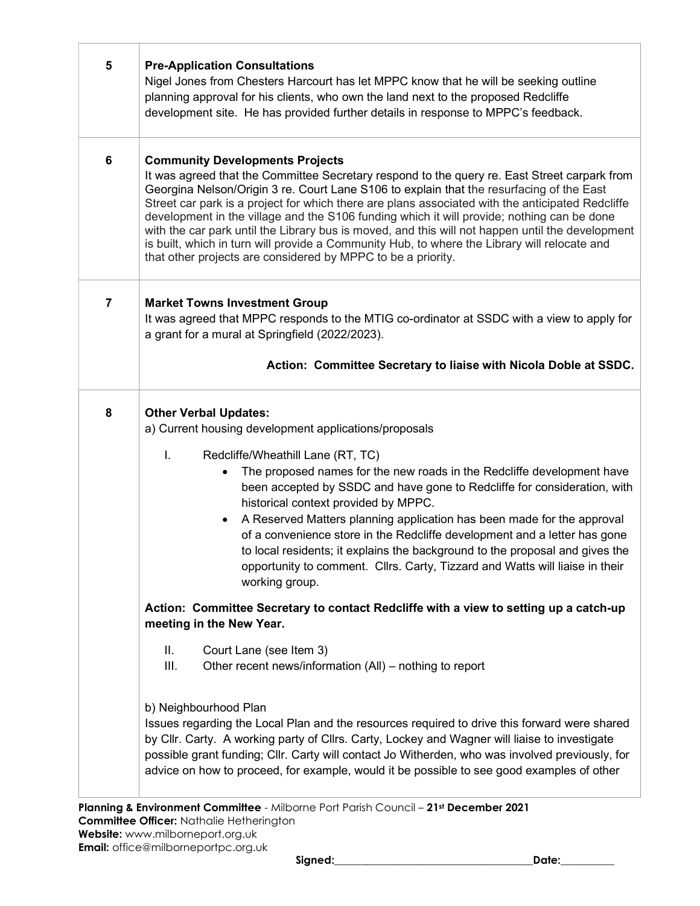| | |
|---|---|
| 5 | **Pre-Application Consultations**<br>Nigel Jones from Chesters Harcourt has let MPPC know that he will be seeking outline planning approval for his clients, who own the land next to the proposed Redcliffe development site. He has provided further details in response to MPPC's feedback. |
| 6 | **Community Developments Projects**<br>It was agreed that the Committee Secretary respond to the query re. East Street carpark from Georgina Nelson/Origin 3 re. Court Lane S106 to explain that the resurfacing of the East Street car park is a project for which there are plans associated with the anticipated Redcliffe development in the village and the S106 funding which it will provide; nothing can be done with the car park until the Library bus is moved, and this will not happen until the development is built, which in turn will provide a Community Hub, to where the Library will relocate and that other projects are considered by MPPC to be a priority. |
| 7 | **Market Towns Investment Group**<br>It was agreed that MPPC responds to the MTIG co-ordinator at SSDC with a view to apply for a grant for a mural at Springfield (2022/2023).<br><br>**Action: Committee Secretary to liaise with Nicola Doble at SSDC.** |
| 8 | **Other Verbal Updates:**<br>a) Current housing development applications/proposals<br><br>I. Redcliffe/Wheathill Lane (RT, TC)<br>• The proposed names for the new roads in the Redcliffe development have been accepted by SSDC and have gone to Redcliffe for consideration, with historical context provided by MPPC.<br>• A Reserved Matters planning application has been made for the approval of a convenience store in the Redcliffe development and a letter has gone to local residents; it explains the background to the proposal and gives the opportunity to comment. Cllrs. Carty, Tizzard and Watts will liaise in their working group.<br><br>**Action: Committee Secretary to contact Redcliffe with a view to setting up a catch-up meeting in the New Year.**<br><br>II. Court Lane (see Item 3)<br>III. Other recent news/information (All) – nothing to report<br><br>b) Neighbourhood Plan<br>Issues regarding the Local Plan and the resources required to drive this forward were shared by Cllr. Carty. A working party of Cllrs. Carty, Lockey and Wagner will liaise to investigate possible grant funding; Cllr. Carty will contact Jo Witherden, who was involved previously, for advice on how to proceed, for example, would it be possible to see good examples of other |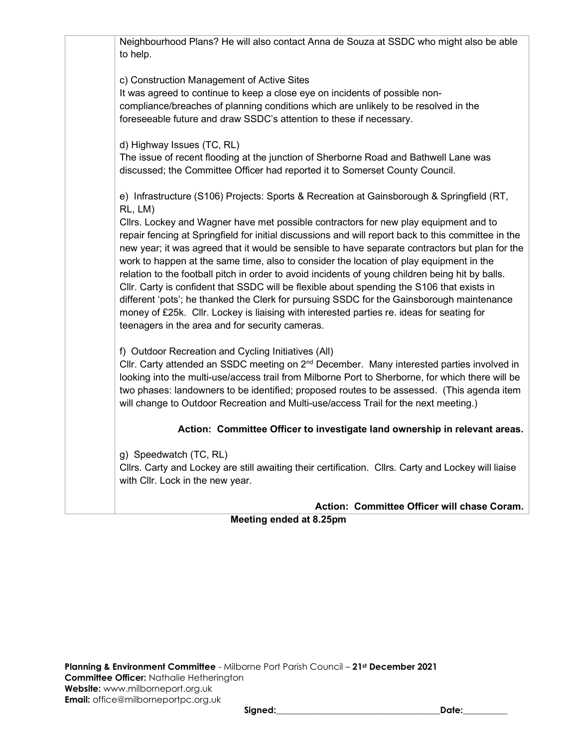Neighbourhood Plans? He will also contact Anna de Souza at SSDC who might also be able to help.

c) Construction Management of Active Sites
It was agreed to continue to keep a close eye on incidents of possible non-compliance/breaches of planning conditions which are unlikely to be resolved in the foreseeable future and draw SSDC's attention to these if necessary.

d) Highway Issues (TC, RL)
The issue of recent flooding at the junction of Sherborne Road and Bathwell Lane was discussed; the Committee Officer had reported it to Somerset County Council.

e) Infrastructure (S106) Projects: Sports & Recreation at Gainsborough & Springfield (RT, RL, LM)
Cllrs. Lockey and Wagner have met possible contractors for new play equipment and to repair fencing at Springfield for initial discussions and will report back to this committee in the new year; it was agreed that it would be sensible to have separate contractors but plan for the work to happen at the same time, also to consider the location of play equipment in the relation to the football pitch in order to avoid incidents of young children being hit by balls. Cllr. Carty is confident that SSDC will be flexible about spending the S106 that exists in different 'pots'; he thanked the Clerk for pursuing SSDC for the Gainsborough maintenance money of £25k. Cllr. Lockey is liaising with interested parties re. ideas for seating for teenagers in the area and for security cameras.

f) Outdoor Recreation and Cycling Initiatives (All)
Cllr. Carty attended an SSDC meeting on 2nd December. Many interested parties involved in looking into the multi-use/access trail from Milborne Port to Sherborne, for which there will be two phases: landowners to be identified; proposed routes to be assessed. (This agenda item will change to Outdoor Recreation and Multi-use/access Trail for the next meeting.)

**Action: Committee Officer to investigate land ownership in relevant areas.**

g) Speedwatch (TC, RL)
Cllrs. Carty and Lockey are still awaiting their certification. Cllrs. Carty and Lockey will liaise with Cllr. Lock in the new year.

**Action: Committee Officer will chase Coram.**

**Meeting ended at 8.25pm**

**Signed:**\_\_\_\_\_\_\_\_\_\_\_\_\_\_\_\_\_\_\_\_\_\_\_\_\_\_\_\_\_\_\_\_\_\_\_\_**Date:**\_\_\_\_\_\_\_\_\_\_